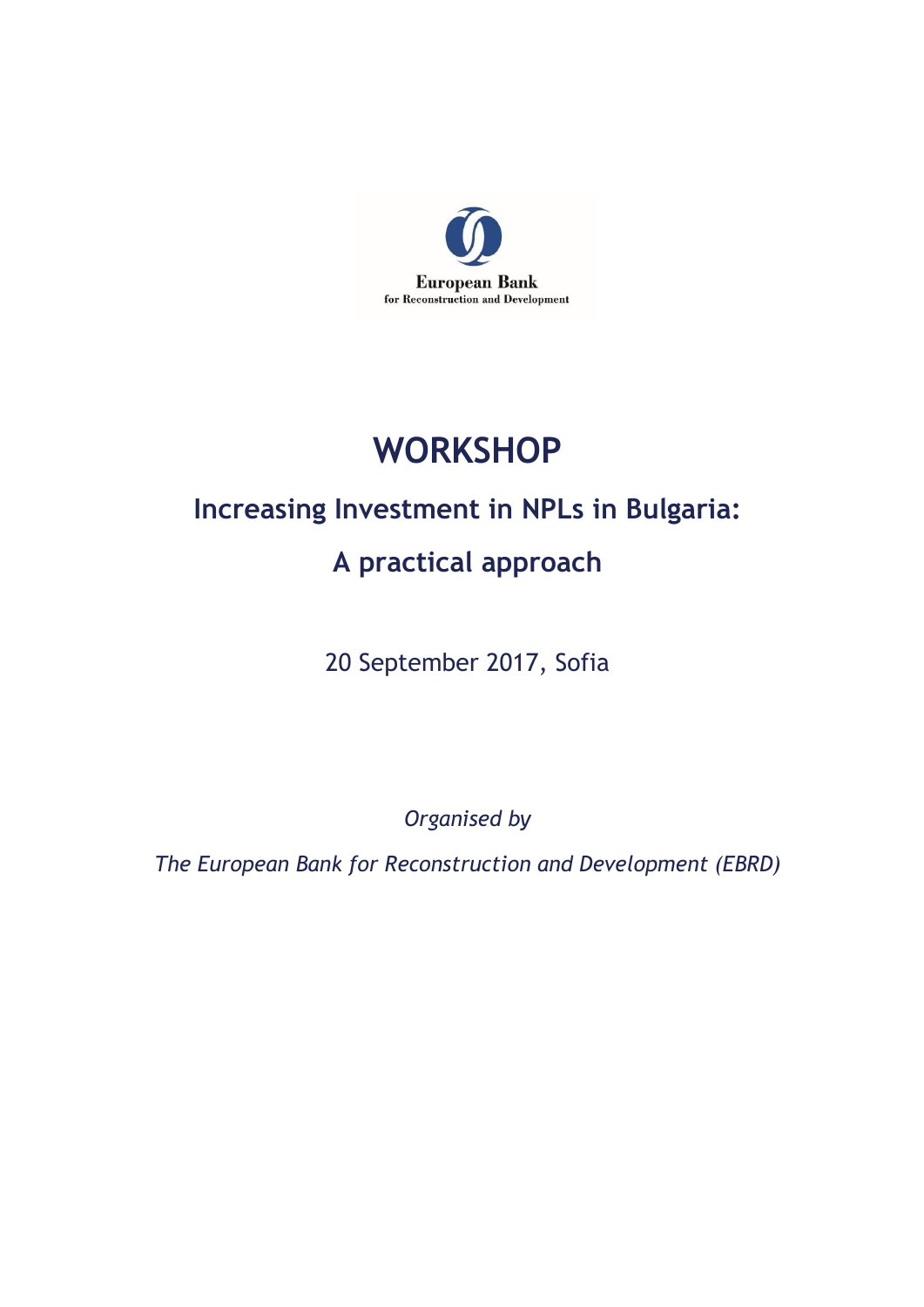European Bank
for Reconstruction and Development

# WORKSHOP

## Increasing Investment in NPLs in Bulgaria:

## A practical approach

20 September 2017, Sofia

*Organised by*

*The European Bank for Reconstruction and Development (EBRD)*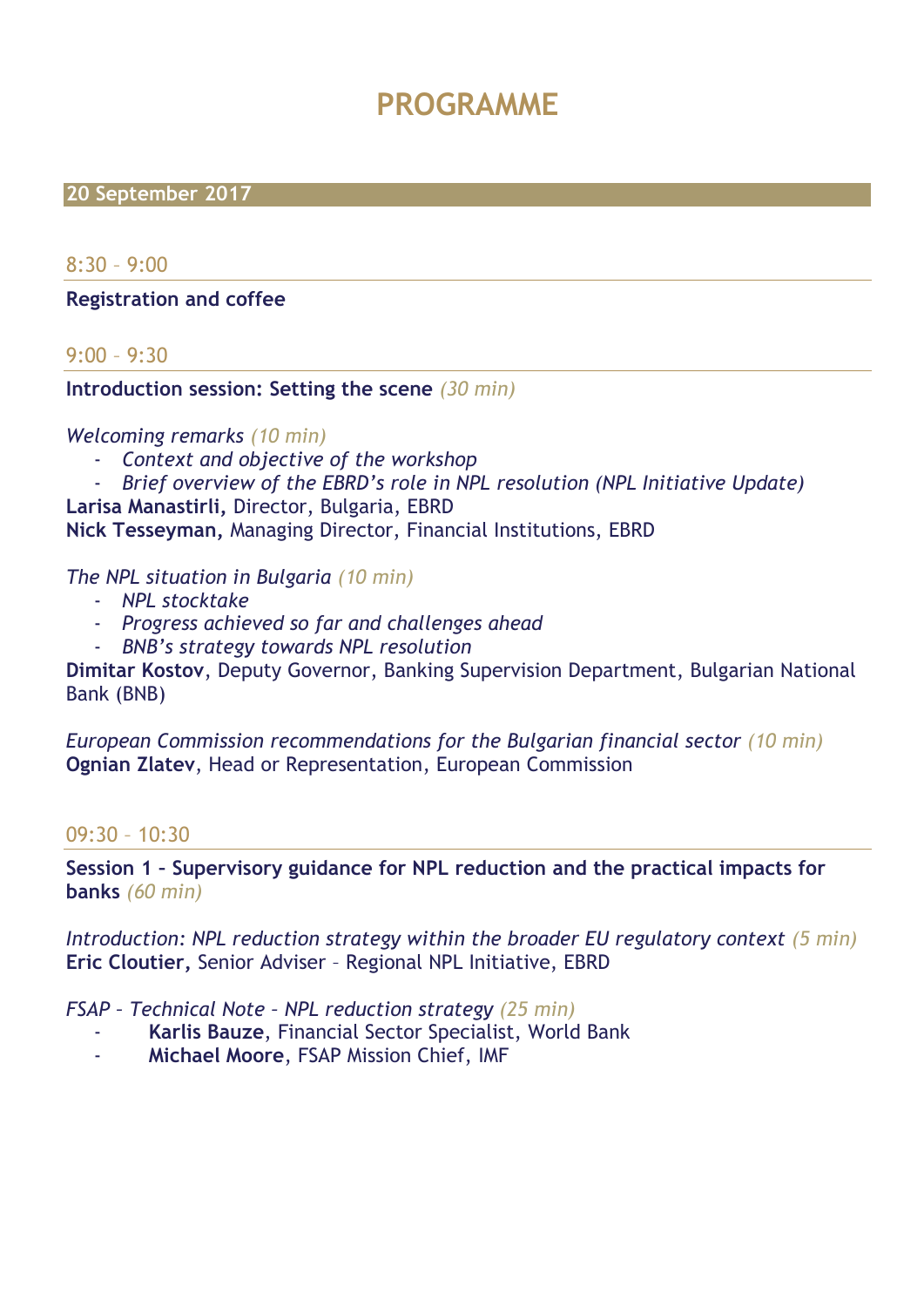# PROGRAMME

## 20 September 2017

8:30 – 9:00

**Registration and coffee**

9:00 – 9:30

**Introduction session: Setting the scene** *(30 min)*

*Welcoming remarks (10 min)*

- *Context and objective of the workshop*
- *Brief overview of the EBRD's role in NPL resolution (NPL Initiative Update)*

**Larisa Manastirli,** Director, Bulgaria, EBRD
**Nick Tesseyman,** Managing Director, Financial Institutions, EBRD

*The NPL situation in Bulgaria (10 min)*

- *NPL stocktake*
- *Progress achieved so far and challenges ahead*
- *BNB's strategy towards NPL resolution*

**Dimitar Kostov**, Deputy Governor, Banking Supervision Department, Bulgarian National Bank (BNB)

*European Commission recommendations for the Bulgarian financial sector (10 min)*
**Ognian Zlatev**, Head or Representation, European Commission

09:30 – 10:30

**Session 1 – Supervisory guidance for NPL reduction and the practical impacts for banks** *(60 min)*

*Introduction: NPL reduction strategy within the broader EU regulatory context (5 min)*
**Eric Cloutier,** Senior Adviser – Regional NPL Initiative, EBRD

*FSAP – Technical Note – NPL reduction strategy (25 min)*

- **Karlis Bauze**, Financial Sector Specialist, World Bank
- **Michael Moore**, FSAP Mission Chief, IMF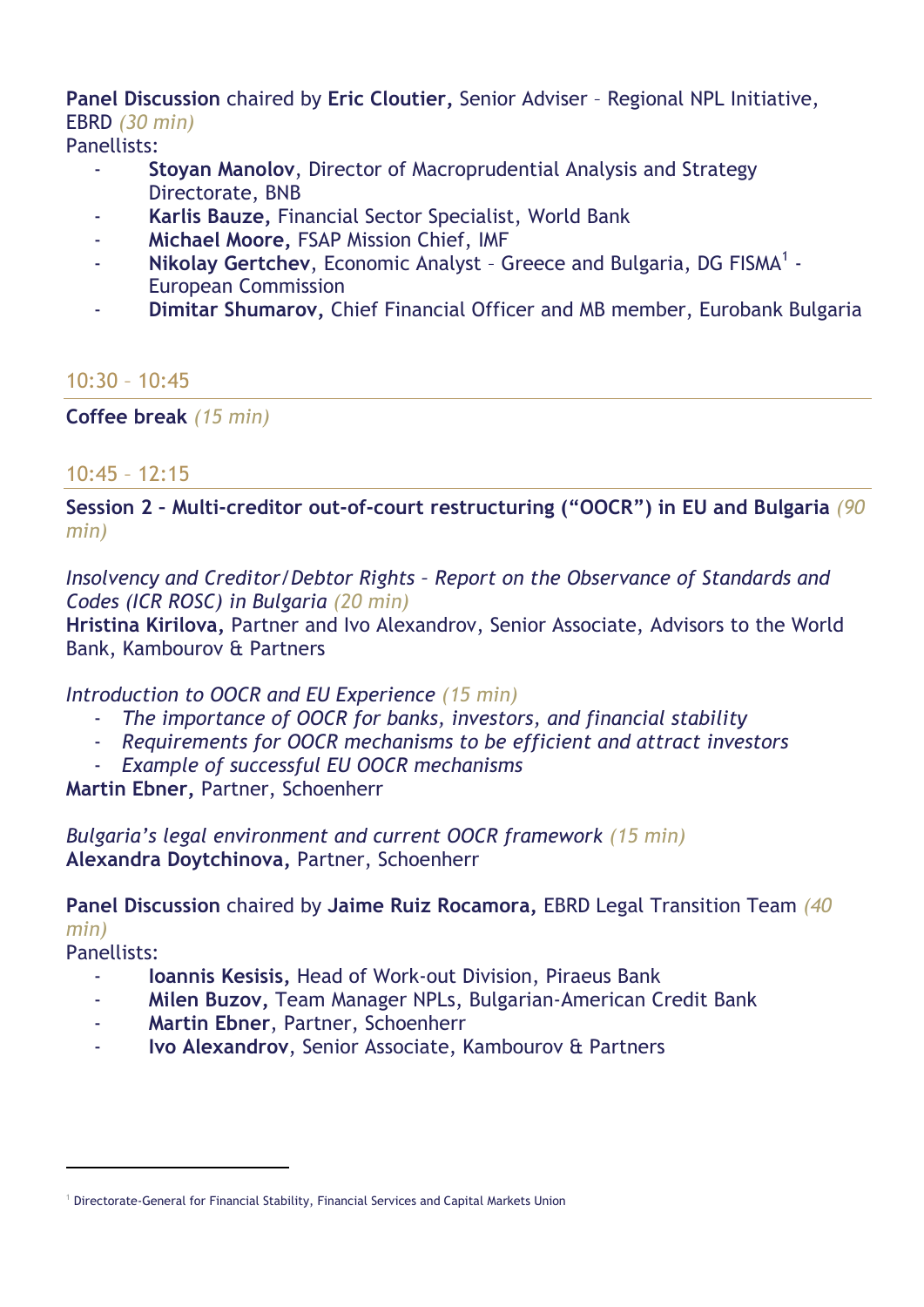**Panel Discussion** chaired by **Eric Cloutier,** Senior Adviser – Regional NPL Initiative, EBRD *(30 min)*

Panellists:

- **Stoyan Manolov**, Director of Macroprudential Analysis and Strategy Directorate, BNB
- **Karlis Bauze,** Financial Sector Specialist, World Bank
- **Michael Moore,** FSAP Mission Chief, IMF
- **Nikolay Gertchev**, Economic Analyst – Greece and Bulgaria, DG FISMA[1] - European Commission
- **Dimitar Shumarov,** Chief Financial Officer and MB member, Eurobank Bulgaria

10:30 – 10:45

---

**Coffee break** *(15 min)*

10:45 – 12:15

---

**Session 2 – Multi-creditor out-of-court restructuring ("OOCR") in EU and Bulgaria** *(90 min)*

*Insolvency and Creditor/Debtor Rights – Report on the Observance of Standards and Codes (ICR ROSC) in Bulgaria (20 min)*

**Hristina Kirilova,** Partner and Ivo Alexandrov, Senior Associate, Advisors to the World Bank, Kambourov & Partners

*Introduction to OOCR and EU Experience (15 min)*

- *The importance of OOCR for banks, investors, and financial stability*
- *Requirements for OOCR mechanisms to be efficient and attract investors*
- *Example of successful EU OOCR mechanisms*

**Martin Ebner,** Partner, Schoenherr

*Bulgaria's legal environment and current OOCR framework (15 min)*

**Alexandra Doytchinova,** Partner, Schoenherr

**Panel Discussion** chaired by **Jaime Ruiz Rocamora,** EBRD Legal Transition Team *(40 min)*

Panellists:

- **Ioannis Kesisis,** Head of Work-out Division, Piraeus Bank
- **Milen Buzov,** Team Manager NPLs, Bulgarian-American Credit Bank
- **Martin Ebner**, Partner, Schoenherr
- **Ivo Alexandrov**, Senior Associate, Kambourov & Partners

---

[1] Directorate-General for Financial Stability, Financial Services and Capital Markets Union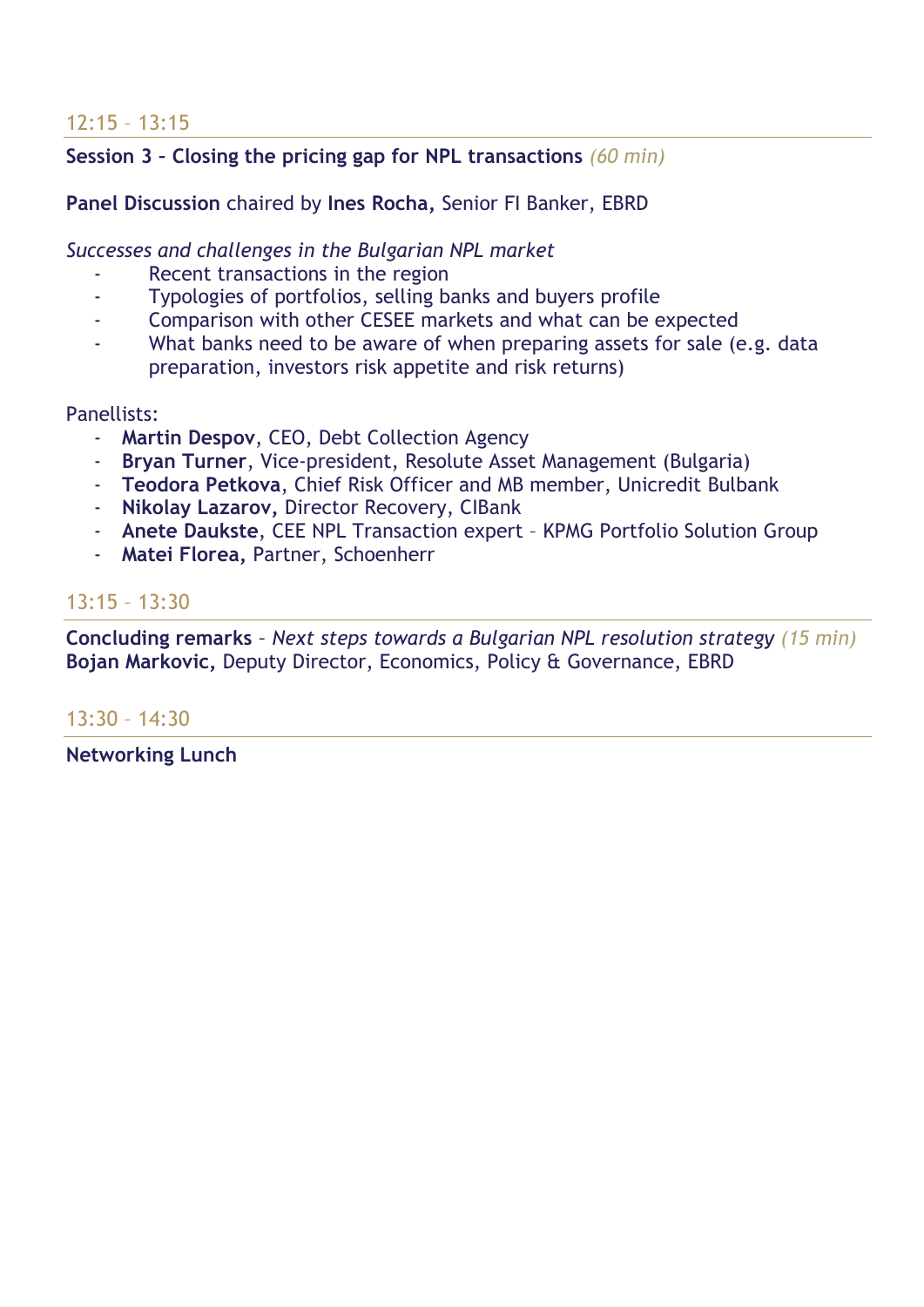12:15 – 13:15

**Session 3 – Closing the pricing gap for NPL transactions** *(60 min)*

**Panel Discussion** chaired by **Ines Rocha,** Senior FI Banker, EBRD

*Successes and challenges in the Bulgarian NPL market*

- Recent transactions in the region
- Typologies of portfolios, selling banks and buyers profile
- Comparison with other CESEE markets and what can be expected
- What banks need to be aware of when preparing assets for sale (e.g. data preparation, investors risk appetite and risk returns)

Panellists:

- **Martin Despov**, CEO, Debt Collection Agency
- **Bryan Turner**, Vice-president, Resolute Asset Management (Bulgaria)
- **Teodora Petkova**, Chief Risk Officer and MB member, Unicredit Bulbank
- **Nikolay Lazarov,** Director Recovery, CIBank
- **Anete Daukste**, CEE NPL Transaction expert – KPMG Portfolio Solution Group
- **Matei Florea,** Partner, Schoenherr

13:15 – 13:30

**Concluding remarks** – *Next steps towards a Bulgarian NPL resolution strategy (15 min)*
**Bojan Markovic,** Deputy Director, Economics, Policy & Governance, EBRD

13:30 – 14:30

**Networking Lunch**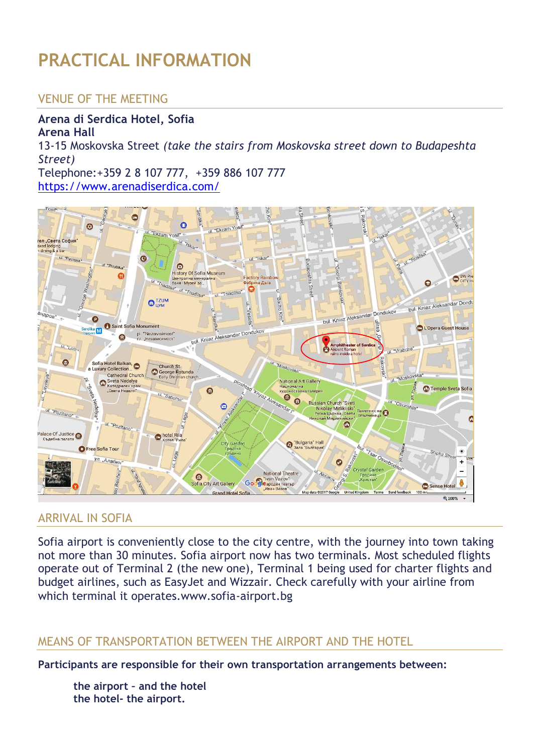# PRACTICAL INFORMATION

## VENUE OF THE MEETING

**Arena di Serdica Hotel, Sofia**
**Arena Hall**
13-15 Moskovska Street *(take the stairs from Moskovska street down to Budapeshta Street)*
Telephone:+359 2 8 107 777,  +359 886 107 777
https://www.arenadiserdica.com/

## ARRIVAL IN SOFIA

Sofia airport is conveniently close to the city centre, with the journey into town taking not more than 30 minutes. Sofia airport now has two terminals. Most scheduled flights operate out of Terminal 2 (the new one), Terminal 1 being used for charter flights and budget airlines, such as EasyJet and Wizzair. Check carefully with your airline from which terminal it operates.www.sofia-airport.bg

## MEANS OF TRANSPORTATION BETWEEN THE AIRPORT AND THE HOTEL

**Participants are responsible for their own transportation arrangements between:**

**the airport – and the hotel**
**the hotel- the airport.**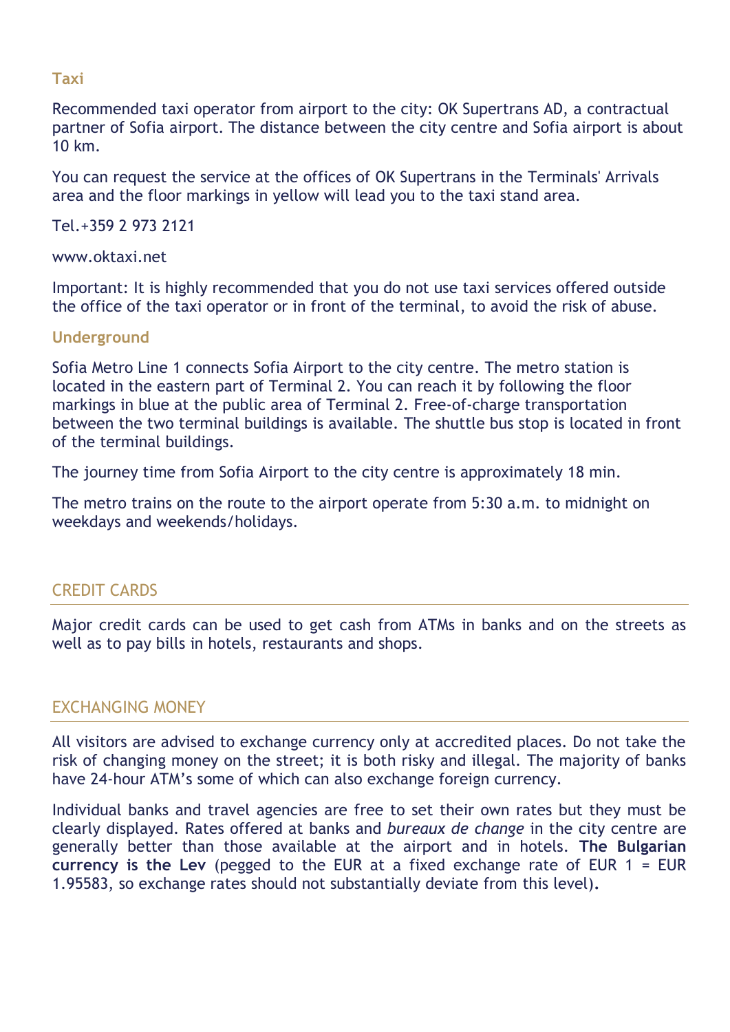### Taxi

Recommended taxi operator from airport to the city: OK Supertrans AD, a contractual partner of Sofia airport. The distance between the city centre and Sofia airport is about 10 km.

You can request the service at the offices of OK Supertrans in the Terminals' Arrivals area and the floor markings in yellow will lead you to the taxi stand area.

Tel.+359 2 973 2121

www.oktaxi.net

Important: It is highly recommended that you do not use taxi services offered outside the office of the taxi operator or in front of the terminal, to avoid the risk of abuse.

### Underground

Sofia Metro Line 1 connects Sofia Airport to the city centre. The metro station is located in the eastern part of Terminal 2. You can reach it by following the floor markings in blue at the public area of Terminal 2. Free-of-charge transportation between the two terminal buildings is available. The shuttle bus stop is located in front of the terminal buildings.

The journey time from Sofia Airport to the city centre is approximately 18 min.

The metro trains on the route to the airport operate from 5:30 a.m. to midnight on weekdays and weekends/holidays.

## CREDIT CARDS

Major credit cards can be used to get cash from ATMs in banks and on the streets as well as to pay bills in hotels, restaurants and shops.

## EXCHANGING MONEY

All visitors are advised to exchange currency only at accredited places. Do not take the risk of changing money on the street; it is both risky and illegal. The majority of banks have 24-hour ATM's some of which can also exchange foreign currency.

Individual banks and travel agencies are free to set their own rates but they must be clearly displayed. Rates offered at banks and *bureaux de change* in the city centre are generally better than those available at the airport and in hotels. **The Bulgarian currency is the Lev** (pegged to the EUR at a fixed exchange rate of EUR 1 = EUR 1.95583, so exchange rates should not substantially deviate from this level)**.**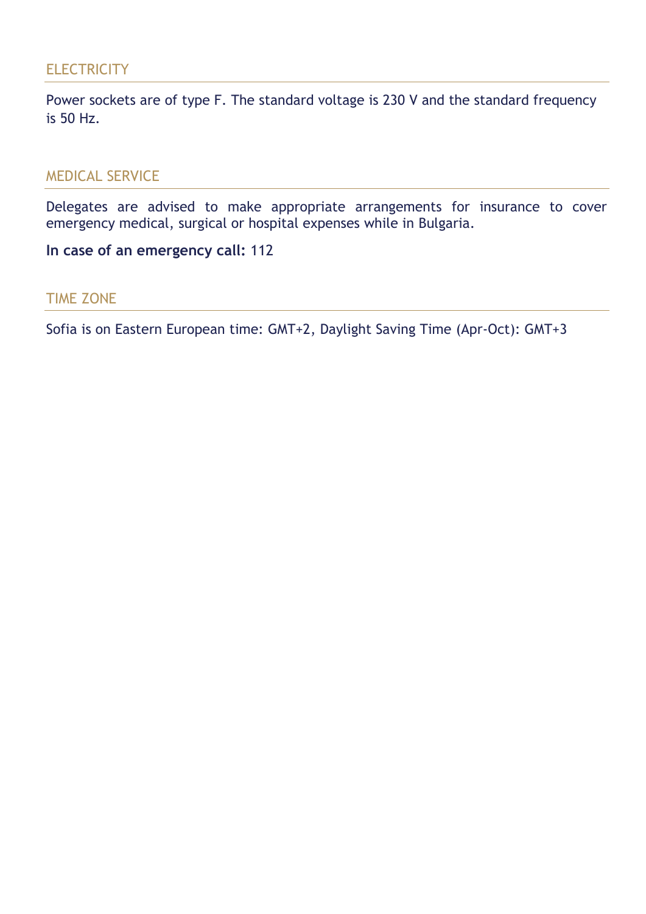## ELECTRICITY

Power sockets are of type F. The standard voltage is 230 V and the standard frequency is 50 Hz.

## MEDICAL SERVICE

Delegates are advised to make appropriate arrangements for insurance to cover emergency medical, surgical or hospital expenses while in Bulgaria.

**In case of an emergency call:** 112

## TIME ZONE

Sofia is on Eastern European time: GMT+2, Daylight Saving Time (Apr-Oct): GMT+3